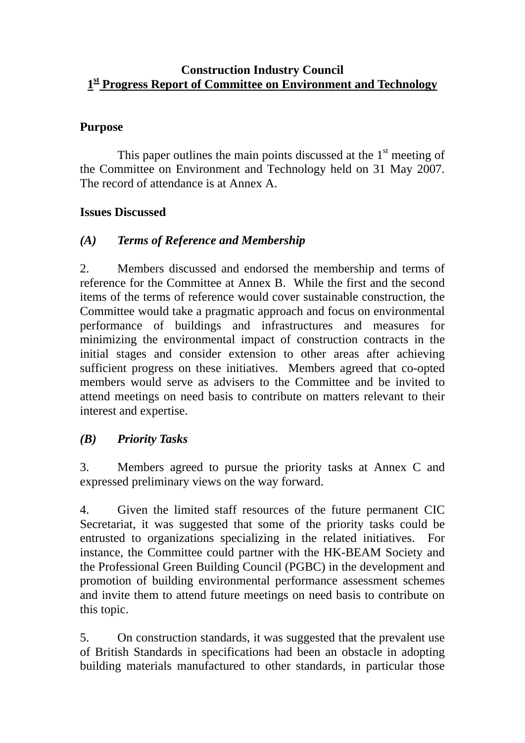**Construction Industry Council**
**1st Progress Report of Committee on Environment and Technology**

**Purpose**

This paper outlines the main points discussed at the 1st meeting of the Committee on Environment and Technology held on 31 May 2007. The record of attendance is at Annex A.

**Issues Discussed**

***(A) Terms of Reference and Membership***

2. Members discussed and endorsed the membership and terms of reference for the Committee at Annex B. While the first and the second items of the terms of reference would cover sustainable construction, the Committee would take a pragmatic approach and focus on environmental performance of buildings and infrastructures and measures for minimizing the environmental impact of construction contracts in the initial stages and consider extension to other areas after achieving sufficient progress on these initiatives. Members agreed that co-opted members would serve as advisers to the Committee and be invited to attend meetings on need basis to contribute on matters relevant to their interest and expertise.

***(B) Priority Tasks***

3. Members agreed to pursue the priority tasks at Annex C and expressed preliminary views on the way forward.

4. Given the limited staff resources of the future permanent CIC Secretariat, it was suggested that some of the priority tasks could be entrusted to organizations specializing in the related initiatives. For instance, the Committee could partner with the HK-BEAM Society and the Professional Green Building Council (PGBC) in the development and promotion of building environmental performance assessment schemes and invite them to attend future meetings on need basis to contribute on this topic.

5. On construction standards, it was suggested that the prevalent use of British Standards in specifications had been an obstacle in adopting building materials manufactured to other standards, in particular those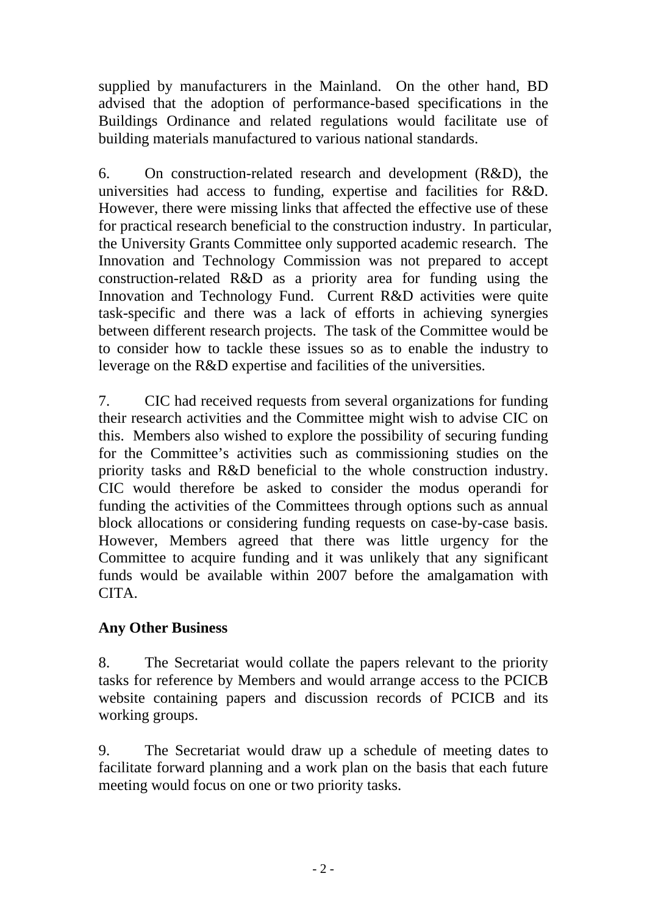supplied by manufacturers in the Mainland. On the other hand, BD advised that the adoption of performance-based specifications in the Buildings Ordinance and related regulations would facilitate use of building materials manufactured to various national standards.

6. On construction-related research and development (R&D), the universities had access to funding, expertise and facilities for R&D. However, there were missing links that affected the effective use of these for practical research beneficial to the construction industry. In particular, the University Grants Committee only supported academic research. The Innovation and Technology Commission was not prepared to accept construction-related R&D as a priority area for funding using the Innovation and Technology Fund. Current R&D activities were quite task-specific and there was a lack of efforts in achieving synergies between different research projects. The task of the Committee would be to consider how to tackle these issues so as to enable the industry to leverage on the R&D expertise and facilities of the universities.

7. CIC had received requests from several organizations for funding their research activities and the Committee might wish to advise CIC on this. Members also wished to explore the possibility of securing funding for the Committee's activities such as commissioning studies on the priority tasks and R&D beneficial to the whole construction industry. CIC would therefore be asked to consider the modus operandi for funding the activities of the Committees through options such as annual block allocations or considering funding requests on case-by-case basis. However, Members agreed that there was little urgency for the Committee to acquire funding and it was unlikely that any significant funds would be available within 2007 before the amalgamation with CITA.

**Any Other Business**

8. The Secretariat would collate the papers relevant to the priority tasks for reference by Members and would arrange access to the PCICB website containing papers and discussion records of PCICB and its working groups.

9. The Secretariat would draw up a schedule of meeting dates to facilitate forward planning and a work plan on the basis that each future meeting would focus on one or two priority tasks.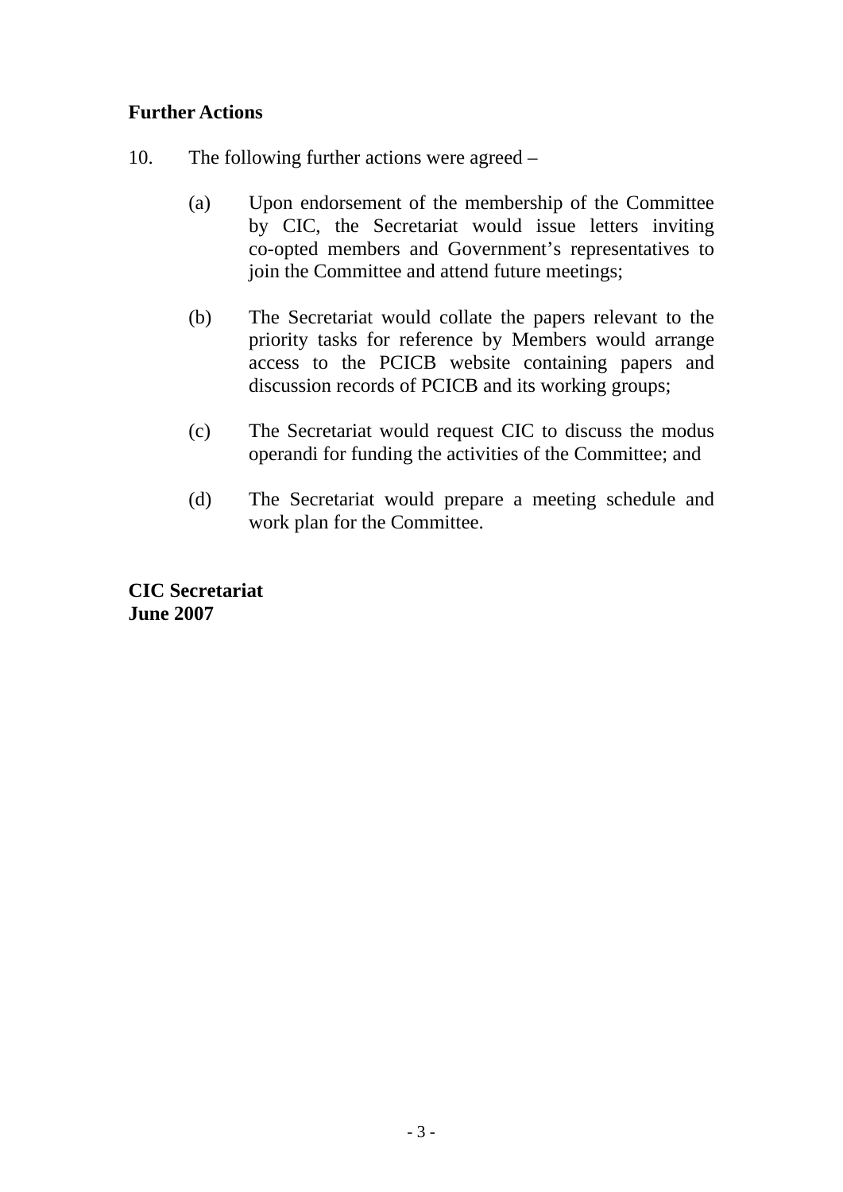**Further Actions**

10. The following further actions were agreed –

   (a) Upon endorsement of the membership of the Committee by CIC, the Secretariat would issue letters inviting co-opted members and Government's representatives to join the Committee and attend future meetings;

   (b) The Secretariat would collate the papers relevant to the priority tasks for reference by Members would arrange access to the PCICB website containing papers and discussion records of PCICB and its working groups;

   (c) The Secretariat would request CIC to discuss the modus operandi for funding the activities of the Committee; and

   (d) The Secretariat would prepare a meeting schedule and work plan for the Committee.

**CIC Secretariat**
**June 2007**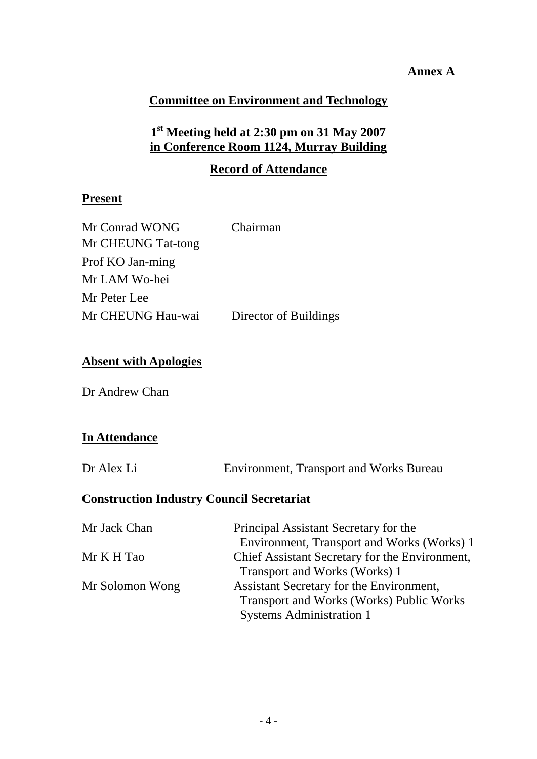**Annex A**

## Committee on Environment and Technology

### 1st Meeting held at 2:30 pm on 31 May 2007 in Conference Room 1124, Murray Building

### Record of Attendance

**Present**

| | |
|---|---|
| Mr Conrad WONG | Chairman |
| Mr CHEUNG Tat-tong | |
| Prof KO Jan-ming | |
| Mr LAM Wo-hei | |
| Mr Peter Lee | |
| Mr CHEUNG Hau-wai | Director of Buildings |

**Absent with Apologies**

Dr Andrew Chan

**In Attendance**

| | |
|---|---|
| Dr Alex Li | Environment, Transport and Works Bureau |

**Construction Industry Council Secretariat**

| | |
|---|---|
| Mr Jack Chan | Principal Assistant Secretary for the Environment, Transport and Works (Works) 1 |
| Mr K H Tao | Chief Assistant Secretary for the Environment, Transport and Works (Works) 1 |
| Mr Solomon Wong | Assistant Secretary for the Environment, Transport and Works (Works) Public Works Systems Administration 1 |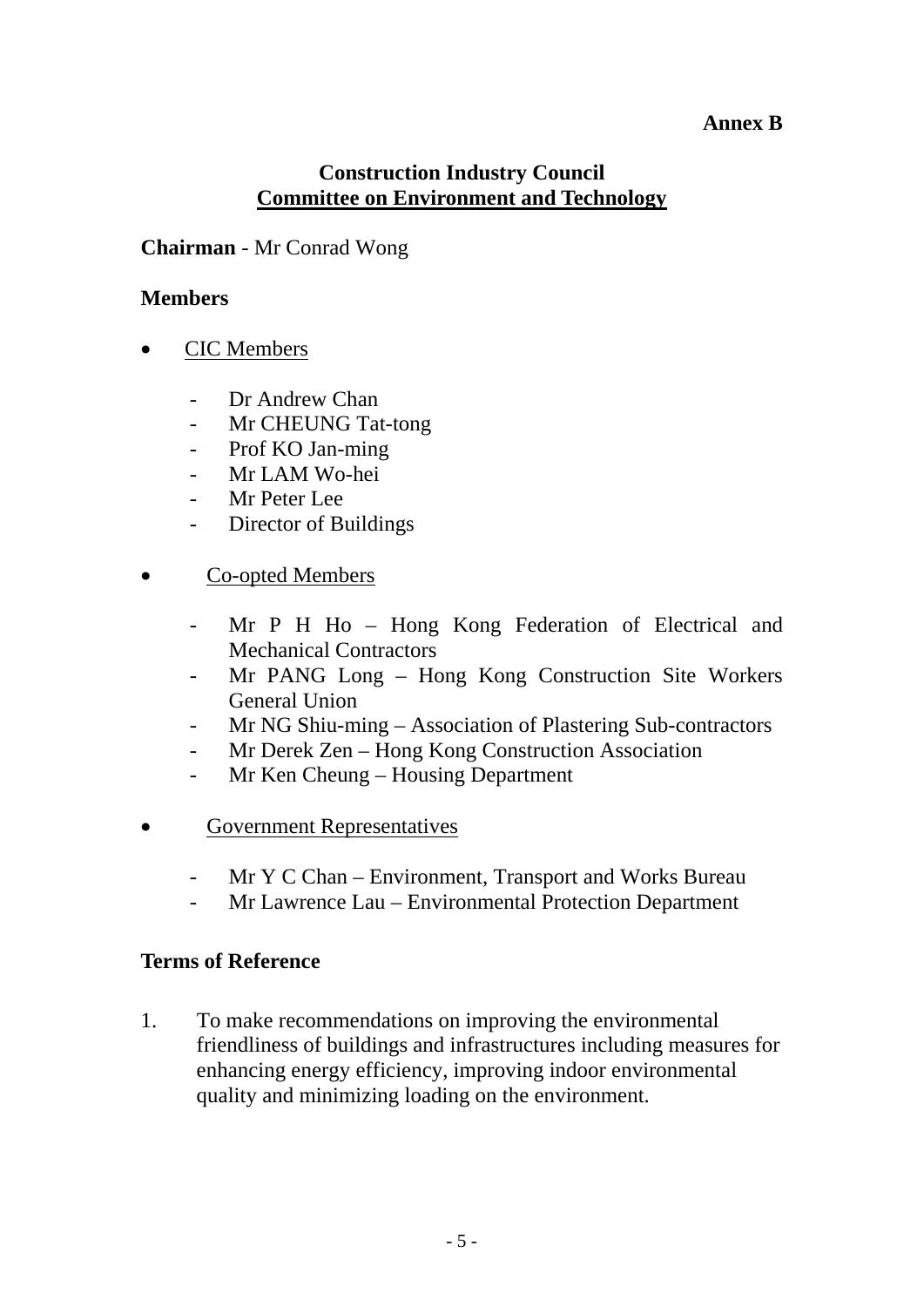**Annex B**

## Construction Industry Council
## Committee on Environment and Technology

**Chairman** - Mr Conrad Wong

**Members**

- CIC Members

  - Dr Andrew Chan
  - Mr CHEUNG Tat-tong
  - Prof KO Jan-ming
  - Mr LAM Wo-hei
  - Mr Peter Lee
  - Director of Buildings

- Co-opted Members

  - Mr P H Ho – Hong Kong Federation of Electrical and Mechanical Contractors
  - Mr PANG Long – Hong Kong Construction Site Workers General Union
  - Mr NG Shiu-ming – Association of Plastering Sub-contractors
  - Mr Derek Zen – Hong Kong Construction Association
  - Mr Ken Cheung – Housing Department

- Government Representatives

  - Mr Y C Chan – Environment, Transport and Works Bureau
  - Mr Lawrence Lau – Environmental Protection Department

**Terms of Reference**

1. To make recommendations on improving the environmental friendliness of buildings and infrastructures including measures for enhancing energy efficiency, improving indoor environmental quality and minimizing loading on the environment.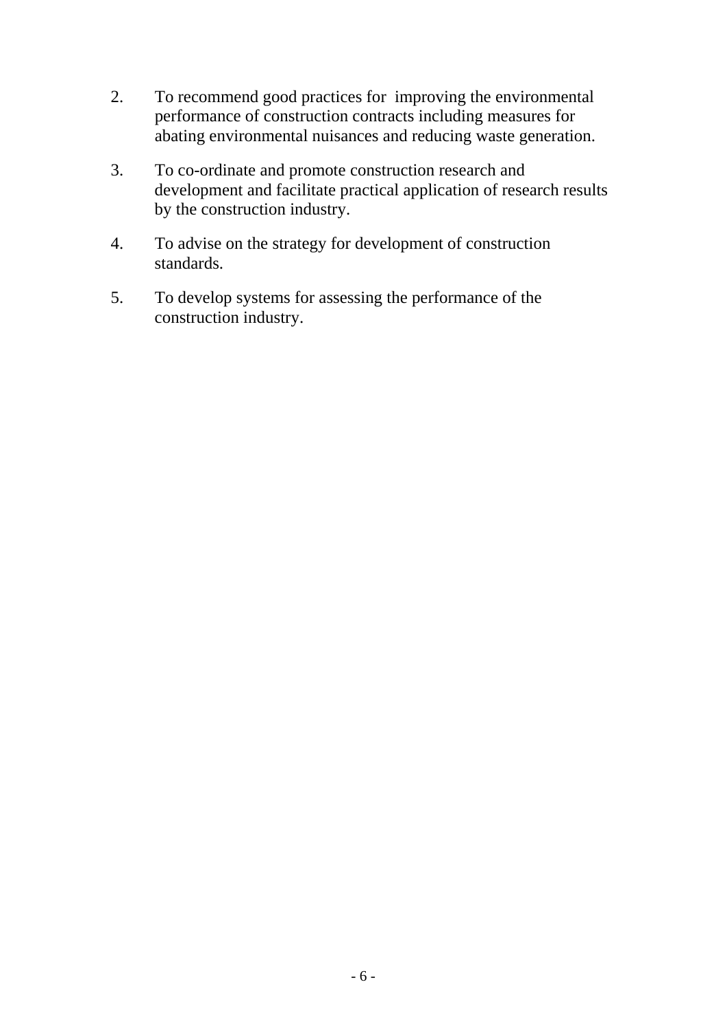2. To recommend good practices for improving the environmental performance of construction contracts including measures for abating environmental nuisances and reducing waste generation.

3. To co-ordinate and promote construction research and development and facilitate practical application of research results by the construction industry.

4. To advise on the strategy for development of construction standards.

5. To develop systems for assessing the performance of the construction industry.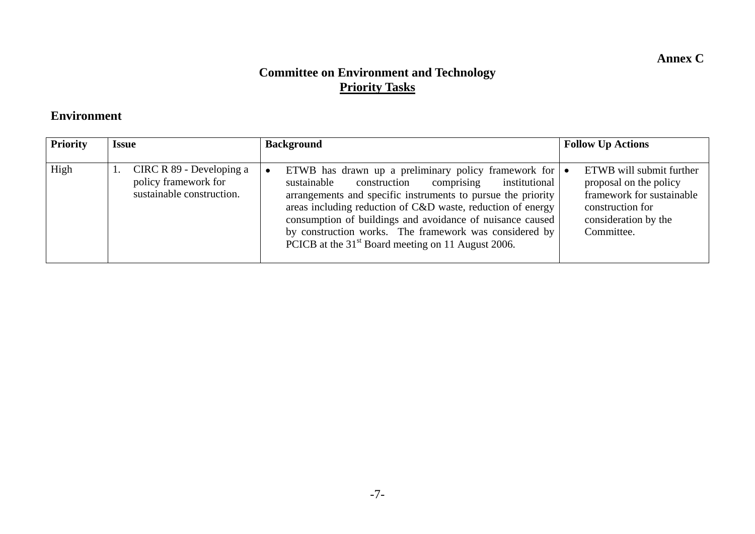**Annex C**

# Committee on Environment and Technology

## Priority Tasks

### Environment

| Priority | Issue | Background | Follow Up Actions |
|---|---|---|---|
| High | 1. CIRC R 89 - Developing a policy framework for sustainable construction. | • ETWB has drawn up a preliminary policy framework for sustainable construction comprising institutional arrangements and specific instruments to pursue the priority areas including reduction of C&D waste, reduction of energy consumption of buildings and avoidance of nuisance caused by construction works. The framework was considered by PCICB at the 31st Board meeting on 11 August 2006. | • ETWB will submit further proposal on the policy framework for sustainable construction for consideration by the Committee. |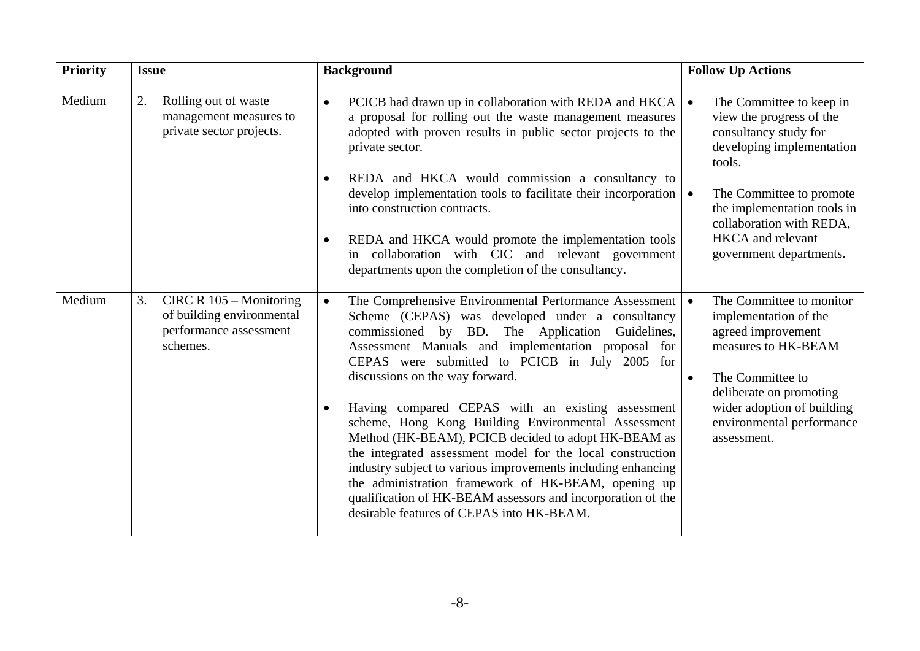| Priority | Issue | Background | Follow Up Actions |
|---|---|---|---|
| Medium | 2. Rolling out of waste management measures to private sector projects. | • PCICB had drawn up in collaboration with REDA and HKCA a proposal for rolling out the waste management measures adopted with proven results in public sector projects to the private sector.<br><br>• REDA and HKCA would commission a consultancy to develop implementation tools to facilitate their incorporation into construction contracts.<br><br>• REDA and HKCA would promote the implementation tools in collaboration with CIC and relevant government departments upon the completion of the consultancy. | • The Committee to keep in view the progress of the consultancy study for developing implementation tools.<br><br>• The Committee to promote the implementation tools in collaboration with REDA, HKCA and relevant government departments. |
| Medium | 3. CIRC R 105 – Monitoring of building environmental performance assessment schemes. | • The Comprehensive Environmental Performance Assessment Scheme (CEPAS) was developed under a consultancy commissioned by BD. The Application Guidelines, Assessment Manuals and implementation proposal for CEPAS were submitted to PCICB in July 2005 for discussions on the way forward.<br><br>• Having compared CEPAS with an existing assessment scheme, Hong Kong Building Environmental Assessment Method (HK-BEAM), PCICB decided to adopt HK-BEAM as the integrated assessment model for the local construction industry subject to various improvements including enhancing the administration framework of HK-BEAM, opening up qualification of HK-BEAM assessors and incorporation of the desirable features of CEPAS into HK-BEAM. | • The Committee to monitor implementation of the agreed improvement measures to HK-BEAM<br><br>• The Committee to deliberate on promoting wider adoption of building environmental performance assessment. |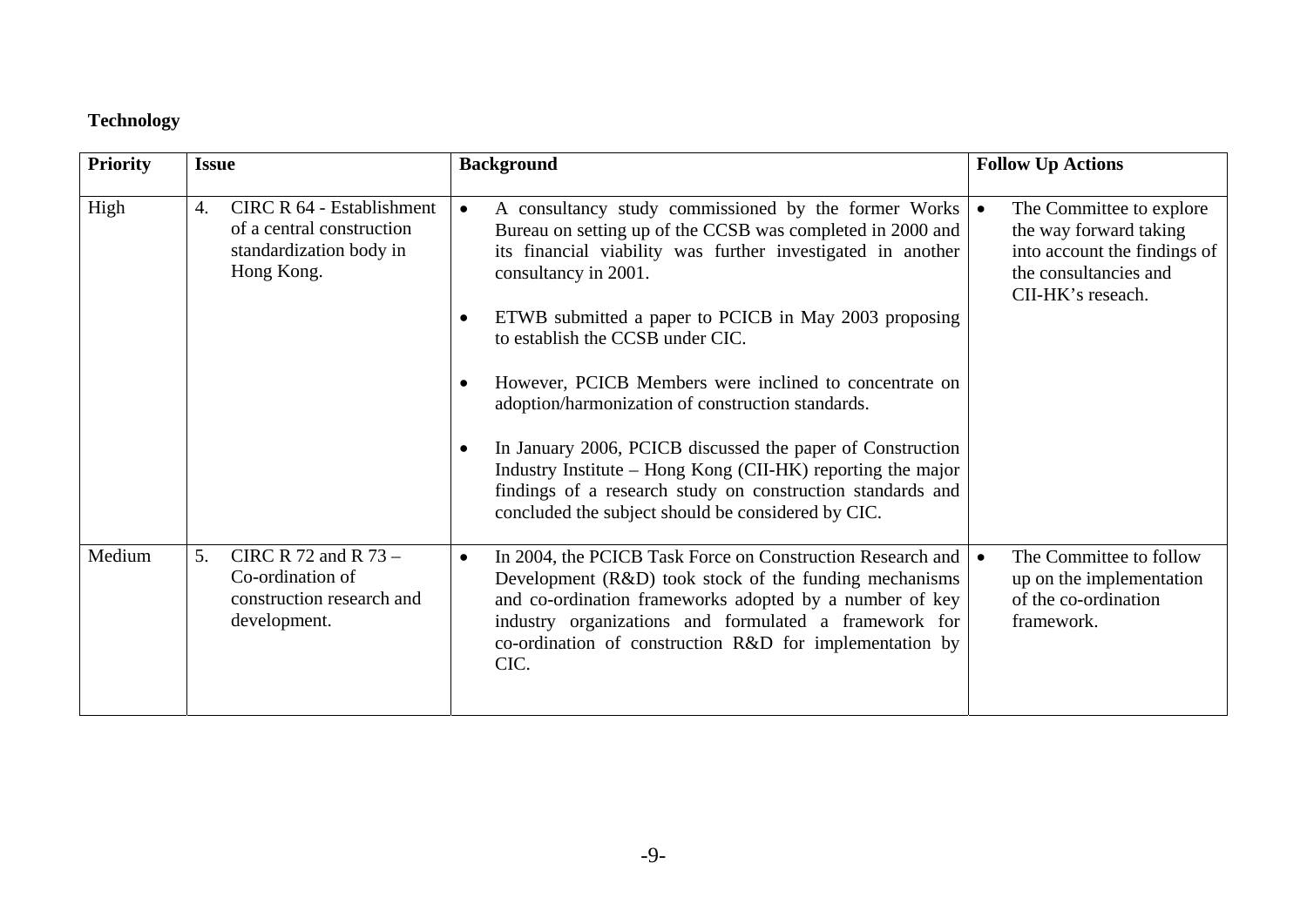**Technology**

| Priority | Issue | Background | Follow Up Actions |
|---|---|---|---|
| High | 4. CIRC R 64 - Establishment of a central construction standardization body in Hong Kong. | • A consultancy study commissioned by the former Works Bureau on setting up of the CCSB was completed in 2000 and its financial viability was further investigated in another consultancy in 2001.<br><br>• ETWB submitted a paper to PCICB in May 2003 proposing to establish the CCSB under CIC.<br><br>• However, PCICB Members were inclined to concentrate on adoption/harmonization of construction standards.<br><br>• In January 2006, PCICB discussed the paper of Construction Industry Institute – Hong Kong (CII-HK) reporting the major findings of a research study on construction standards and concluded the subject should be considered by CIC. | • The Committee to explore the way forward taking into account the findings of the consultancies and CII-HK's reseach. |
| Medium | 5. CIRC R 72 and R 73 – Co-ordination of construction research and development. | • In 2004, the PCICB Task Force on Construction Research and Development (R&D) took stock of the funding mechanisms and co-ordination frameworks adopted by a number of key industry organizations and formulated a framework for co-ordination of construction R&D for implementation by CIC. | • The Committee to follow up on the implementation of the co-ordination framework. |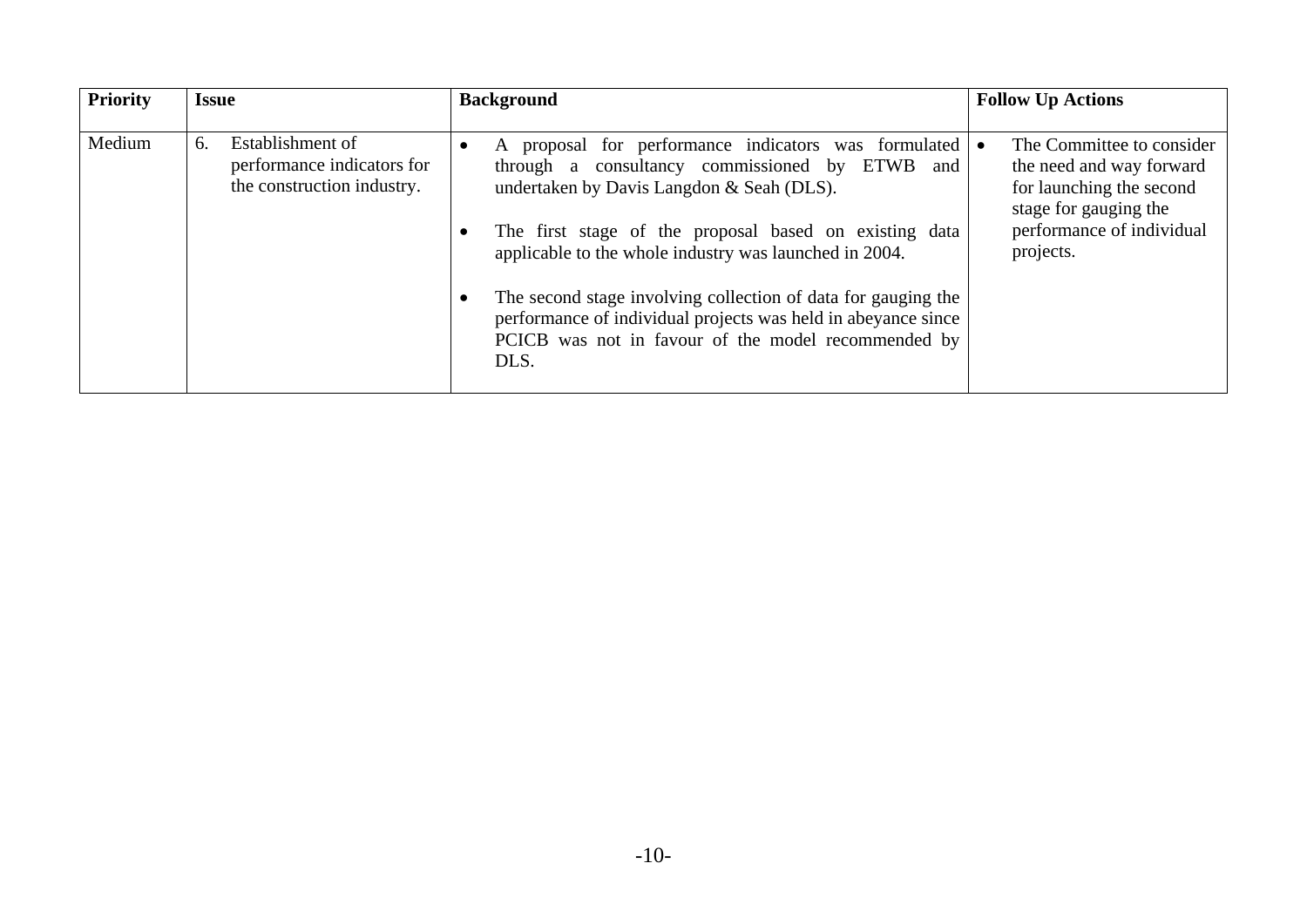| Priority | Issue | Background | Follow Up Actions |
|---|---|---|---|
| Medium | 6. Establishment of performance indicators for the construction industry. | • A proposal for performance indicators was formulated through a consultancy commissioned by ETWB and undertaken by Davis Langdon & Seah (DLS).<br><br>• The first stage of the proposal based on existing data applicable to the whole industry was launched in 2004.<br><br>• The second stage involving collection of data for gauging the performance of individual projects was held in abeyance since PCICB was not in favour of the model recommended by DLS. | • The Committee to consider the need and way forward for launching the second stage for gauging the performance of individual projects. |